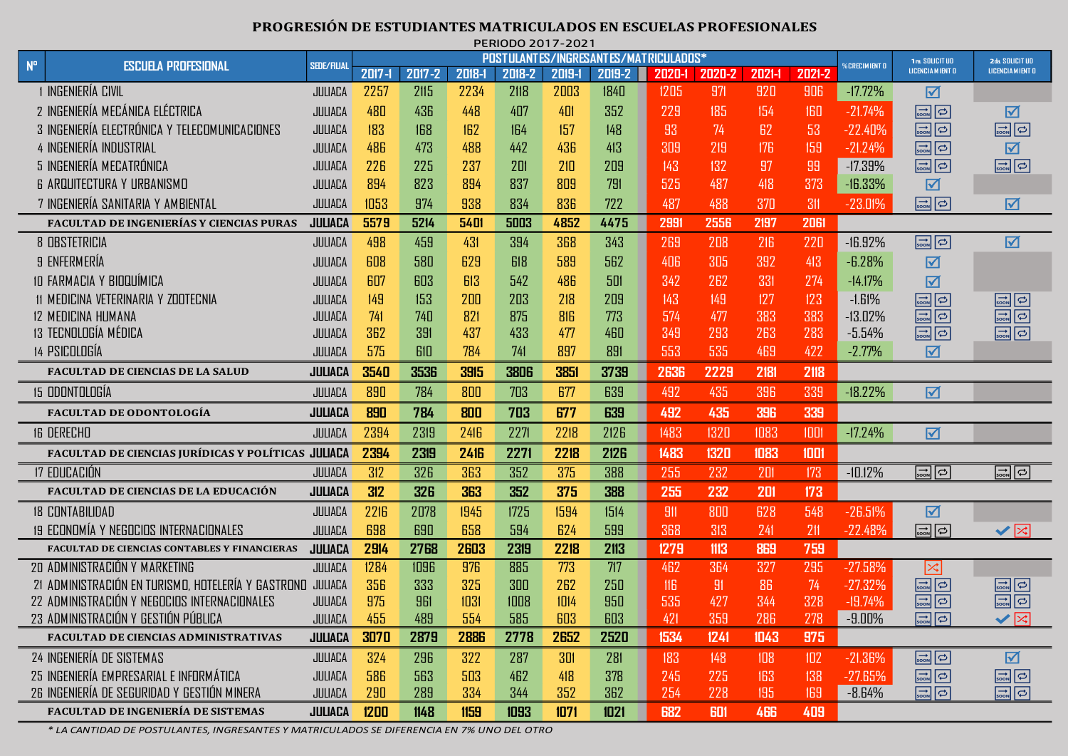# PROGRESIÓN DE ESTUDIANTES MATRICULADOS EN ESCUELAS PROFESIONALES

PERIODO 2017-2021

| N° | ESCUELA PROFESIONAL | SEDE/FILIAL | POSTULANTES/INGRESANTES/MATRICULADOS* | | | | | | | | | | %CRECIMIENTO | 1ra. SOLICITUD LICENCIAMIENTO | 2da. SOLICITUD LICENCIAMIENTO |
|---|---|---|---|---|---|---|---|---|---|---|---|---|---|---|---|
| | | | 2017-I | 2017-2 | 2018-I | 2018-2 | 2019-I | 2019-2 | 2020-I | 2020-2 | 2021-I | 2021-2 | | | |
| 1 | INGENIERÍA CIVIL | JULIACA | 2257 | 2115 | 2234 | 2118 | 2003 | 1840 | 1205 | 971 | 920 | 906 | -17.72% | ☑ | |
| 2 | INGENIERÍA MECÁNICA ELÉCTRICA | JULIACA | 480 | 436 | 448 | 407 | 401 | 352 | 229 | 185 | 154 | 160 | -21.74% | SOON | ☑ |
| 3 | INGENIERÍA ELECTRÓNICA Y TELECOMUNICACIONES | JULIACA | 183 | 168 | 162 | 164 | 157 | 148 | 93 | 74 | 62 | 53 | -22.40% | SOON | SOON |
| 4 | INGENIERÍA INDUSTRIAL | JULIACA | 486 | 473 | 488 | 442 | 436 | 413 | 309 | 219 | 176 | 159 | -21.24% | SOON | ☑ |
| 5 | INGENIERÍA MECATRÓNICA | JULIACA | 226 | 225 | 237 | 201 | 210 | 209 | 143 | 132 | 97 | 99 | -17.39% | SOON | SOON |
| 6 | ARQUITECTURA Y URBANISMO | JULIACA | 894 | 823 | 894 | 837 | 809 | 791 | 525 | 487 | 418 | 373 | -16.33% | ☑ | |
| 7 | INGENIERÍA SANITARIA Y AMBIENTAL | JULIACA | 1053 | 974 | 938 | 834 | 836 | 722 | 487 | 488 | 370 | 311 | -23.01% | SOON | ☑ |
| | **FACULTAD DE INGENIERÍAS Y CIENCIAS PURAS** | **JULIACA** | **5579** | **5214** | **5401** | **5003** | **4852** | **4475** | **2991** | **2556** | **2197** | **2061** | | | |
| 8 | OBSTETRICIA | JULIACA | 498 | 459 | 431 | 394 | 368 | 343 | 269 | 208 | 216 | 220 | -16.92% | SOON | ☑ |
| 9 | ENFERMERÍA | JULIACA | 608 | 580 | 629 | 618 | 589 | 562 | 406 | 305 | 392 | 413 | -6.28% | ☑ | |
| 10 | FARMACIA Y BIOQUÍMICA | JULIACA | 607 | 603 | 613 | 542 | 486 | 501 | 342 | 262 | 331 | 274 | -14.17% | ☑ | |
| 11 | MEDICINA VETERINARIA Y ZOOTECNIA | JULIACA | 149 | 153 | 200 | 203 | 218 | 209 | 143 | 149 | 127 | 123 | -1.61% | SOON | SOON |
| 12 | MEDICINA HUMANA | JULIACA | 741 | 740 | 821 | 875 | 816 | 773 | 574 | 477 | 383 | 383 | -13.02% | SOON | SOON |
| 13 | TECNOLOGÍA MÉDICA | JULIACA | 362 | 391 | 437 | 433 | 477 | 460 | 349 | 293 | 263 | 283 | -5.54% | SOON | SOON |
| 14 | PSICOLOGÍA | JULIACA | 575 | 610 | 784 | 741 | 897 | 891 | 553 | 535 | 469 | 422 | -2.77% | ☑ | |
| | **FACULTAD DE CIENCIAS DE LA SALUD** | **JULIACA** | **3540** | **3536** | **3915** | **3806** | **3851** | **3739** | **2636** | **2229** | **2181** | **2118** | | | |
| 15 | ODONTOLOGÍA | JULIACA | 890 | 784 | 800 | 703 | 677 | 639 | 492 | 435 | 396 | 339 | -18.22% | ☑ | |
| | **FACULTAD DE ODONTOLOGÍA** | **JULIACA** | **890** | **784** | **800** | **703** | **677** | **639** | **492** | **435** | **396** | **339** | | | |
| 16 | DERECHO | JULIACA | 2394 | 2319 | 2416 | 2271 | 2218 | 2126 | 1483 | 1320 | 1083 | 1001 | -17.24% | ☑ | |
| | **FACULTAD DE CIENCIAS JURÍDICAS Y POLÍTICAS** | **JULIACA** | **2394** | **2319** | **2416** | **2271** | **2218** | **2126** | **1483** | **1320** | **1083** | **1001** | | | |
| 17 | EDUCACIÓN | JULIACA | 312 | 326 | 363 | 352 | 375 | 388 | 255 | 232 | 201 | 173 | -10.12% | SOON | SOON |
| | **FACULTAD DE CIENCIAS DE LA EDUCACIÓN** | **JULIACA** | **312** | **326** | **363** | **352** | **375** | **388** | **255** | **232** | **201** | **173** | | | |
| 18 | CONTABILIDAD | JULIACA | 2216 | 2078 | 1945 | 1725 | 1594 | 1514 | 911 | 800 | 628 | 548 | -26.51% | ☑ | |
| 19 | ECONOMÍA Y NEGOCIOS INTERNACIONALES | JULIACA | 698 | 690 | 658 | 594 | 624 | 599 | 368 | 313 | 241 | 211 | -22.48% | SOON | ✔ ⤮ |
| | **FACULTAD DE CIENCIAS CONTABLES Y FINANCIERAS** | **JULIACA** | **2914** | **2768** | **2603** | **2319** | **2218** | **2113** | **1279** | **1113** | **869** | **759** | | | |
| 20 | ADMINISTRACIÓN Y MARKETING | JULIACA | 1284 | 1096 | 976 | 885 | 773 | 717 | 462 | 364 | 327 | 295 | -27.58% | ⤮ | |
| 21 | ADMINISTRACIÓN EN TURISMO, HOTELERÍA Y GASTRONO | JULIACA | 356 | 333 | 325 | 300 | 262 | 250 | 116 | 91 | 86 | 74 | -27.32% | SOON | SOON |
| 22 | ADMINISTRACIÓN Y NEGOCIOS INTERNACIONALES | JULIACA | 975 | 961 | 1031 | 1008 | 1014 | 950 | 535 | 427 | 344 | 328 | -19.74% | SOON | SOON |
| 23 | ADMINISTRACIÓN Y GESTIÓN PÚBLICA | JULIACA | 455 | 489 | 554 | 585 | 603 | 603 | 421 | 359 | 286 | 278 | -9.00% | SOON | ✔ ⤮ |
| | **FACULTAD DE CIENCIAS ADMINISTRATIVAS** | **JULIACA** | **3070** | **2879** | **2886** | **2778** | **2652** | **2520** | **1534** | **1241** | **1043** | **975** | | | |
| 24 | INGENIERÍA DE SISTEMAS | JULIACA | 324 | 296 | 322 | 287 | 301 | 281 | 183 | 148 | 108 | 102 | -21.36% | SOON | ☑ |
| 25 | INGENIERÍA EMPRESARIAL E INFORMÁTICA | JULIACA | 586 | 563 | 503 | 462 | 418 | 378 | 245 | 225 | 163 | 138 | -27.65% | SOON | SOON |
| 26 | INGENIERÍA DE SEGURIDAD Y GESTIÓN MINERA | JULIACA | 290 | 289 | 334 | 344 | 352 | 362 | 254 | 228 | 195 | 169 | -8.64% | SOON | SOON |
| | **FACULTAD DE INGENIERÍA DE SISTEMAS** | **JULIACA** | **1200** | **1148** | **1159** | **1093** | **1071** | **1021** | **682** | **601** | **466** | **409** | | | |

*\* LA CANTIDAD DE POSTULANTES, INGRESANTES Y MATRICULADOS SE DIFERENCIA EN 7% UNO DEL OTRO*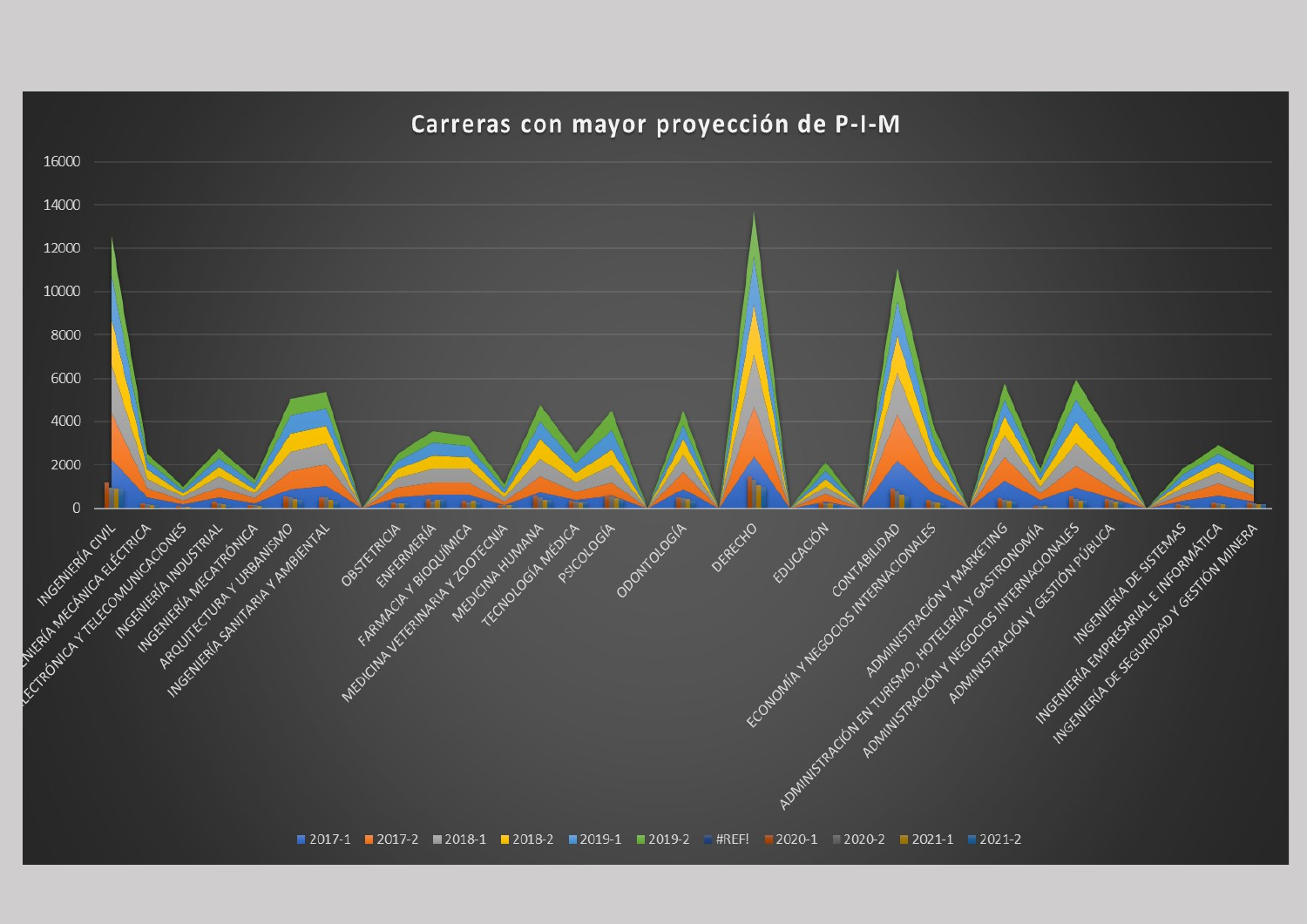# Carreras con mayor proyección de P-I-M

16000
14000
12000
10000
8000
6000
4000
2000
0

INGENIERÍA CIVIL
INGENIERÍA MECÁNICA ELÉCTRICA
INGENIERÍA ELECTRÓNICA Y TELECOMUNICACIONES
INGENIERÍA INDUSTRIAL
INGENIERÍA MECATRÓNICA
ARQUITECTURA Y URBANISMO
INGENIERÍA SANITARIA Y AMBIENTAL
OBSTETRICIA
ENFERMERÍA
FARMACIA Y BIOQUÍMICA
MEDICINA VETERINARIA Y ZOOTECNIA
MEDICINA HUMANA
TECNOLOGÍA MÉDICA
PSICOLOGÍA
ODONTOLOGÍA
DERECHO
EDUCACIÓN
CONTABILIDAD
ECONOMÍA Y NEGOCIOS INTERNACIONALES
ADMINISTRACIÓN Y MARKETING
ADMINISTRACIÓN EN TURISMO, HOTELERÍA Y GASTRONOMÍA
ADMINISTRACIÓN Y NEGOCIOS INTERNACIONALES
ADMINISTRACIÓN Y GESTIÓN PÚBLICA
INGENIERÍA DE SISTEMAS
INGENIERÍA EMPRESARIAL E INFORMÁTICA
INGENIERÍA DE SEGURIDAD Y GESTIÓN MINERA

2017-1 | 2017-2 | 2018-1 | 2018-2 | 2019-1 | 2019-2 | #REF! | 2020-1 | 2020-2 | 2021-1 | 2021-2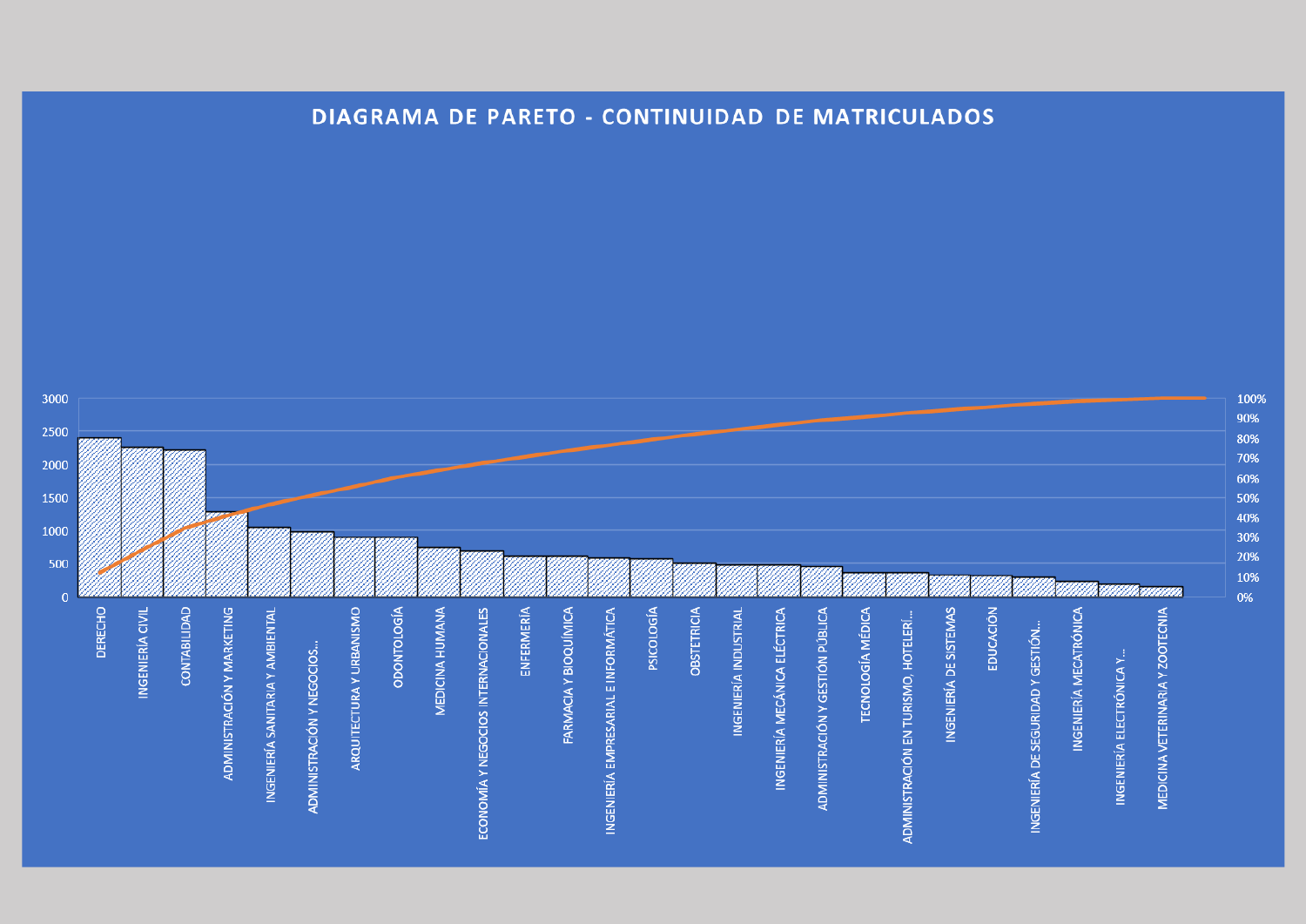# DIAGRAMA DE PARETO - CONTINUIDAD DE MATRICULADOS

Eje izquierdo: 0, 500, 1000, 1500, 2000, 2500, 3000

Eje derecho: 0%, 10%, 20%, 30%, 40%, 50%, 60%, 70%, 80%, 90%, 100%

Categorías:

- DERECHO
- INGENIERÍA CIVIL
- CONTABILIDAD
- ADMINISTRACIÓN Y MARKETING
- INGENIERÍA SANITARIA Y AMBIENTAL
- ADMINISTRACIÓN Y NEGOCIOS...
- ARQUITECTURA Y URBANISMO
- ODONTOLOGÍA
- MEDICINA HUMANA
- ECONOMÍA Y NEGOCIOS INTERNACIONALES
- ENFERMERÍA
- FARMACIA Y BIOQUÍMICA
- INGENIERÍA EMPRESARIAL E INFORMÁTICA
- PSICOLOGÍA
- OBSTETRICIA
- INGENIERÍA INDUSTRIAL
- INGENIERÍA MECÁNICA ELÉCTRICA
- ADMINISTRACIÓN Y GESTIÓN PÚBLICA
- TECNOLOGÍA MÉDICA
- ADMINISTRACIÓN EN TURISMO, HOTELERÍ...
- INGENIERÍA DE SISTEMAS
- EDUCACIÓN
- INGENIERÍA DE SEGURIDAD Y GESTIÓN...
- INGENIERÍA MECATRÓNICA
- INGENIERÍA ELECTRÓNICA Y...
- MEDICINA VETERINARIA Y ZOOTECNIA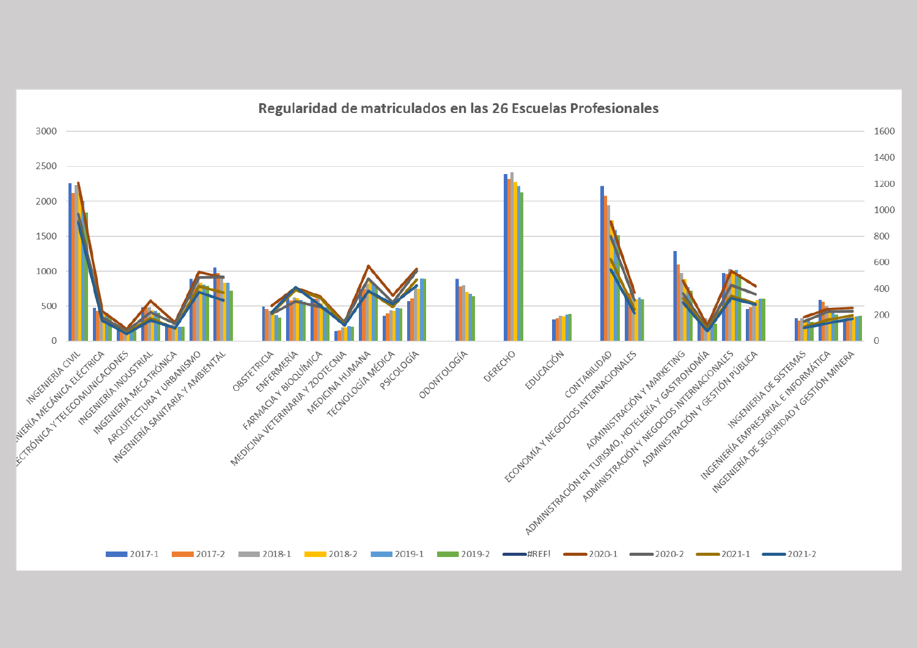## Regularidad de matriculados en las 26 Escuelas Profesionales

Eje izquierdo: 0, 500, 1000, 1500, 2000, 2500, 3000

Eje derecho: 0, 200, 400, 600, 800, 1000, 1200, 1400, 1600

Escuelas Profesionales:

- INGENIERÍA CIVIL
- INGENIERÍA MECÁNICA ELÉCTRICA
- ELECTRÓNICA Y TELECOMUNICACIONES
- INGENIERÍA INDUSTRIAL
- INGENIERÍA MECATRÓNICA
- ARQUITECTURA Y URBANISMO
- INGENIERÍA SANITARIA Y AMBIENTAL
- OBSTETRICIA
- ENFERMERÍA
- FARMACIA Y BIOQUÍMICA
- MEDICINA VETERINARIA Y ZOOTECNIA
- MEDICINA HUMANA
- TECNOLOGÍA MÉDICA
- PSICOLOGÍA
- ODONTOLOGÍA
- DERECHO
- EDUCACIÓN
- CONTABILIDAD
- ECONOMÍA Y NEGOCIOS INTERNACIONALES
- ADMINISTRACIÓN Y MARKETING
- ADMINISTRACIÓN EN TURISMO, HOTELERÍA Y GASTRONOMÍA
- ADMINISTRACIÓN Y NEGOCIOS INTERNACIONALES
- ADMINISTRACIÓN Y GESTIÓN PÚBLICA
- INGENIERÍA DE SISTEMAS
- INGENIERÍA EMPRESARIAL E INFORMÁTICA
- INGENIERÍA DE SEGURIDAD Y GESTIÓN MINERA

Leyenda: 2017-1, 2017-2, 2018-1, 2018-2, 2019-1, 2019-2, #REF!, 2020-1, 2020-2, 2021-1, 2021-2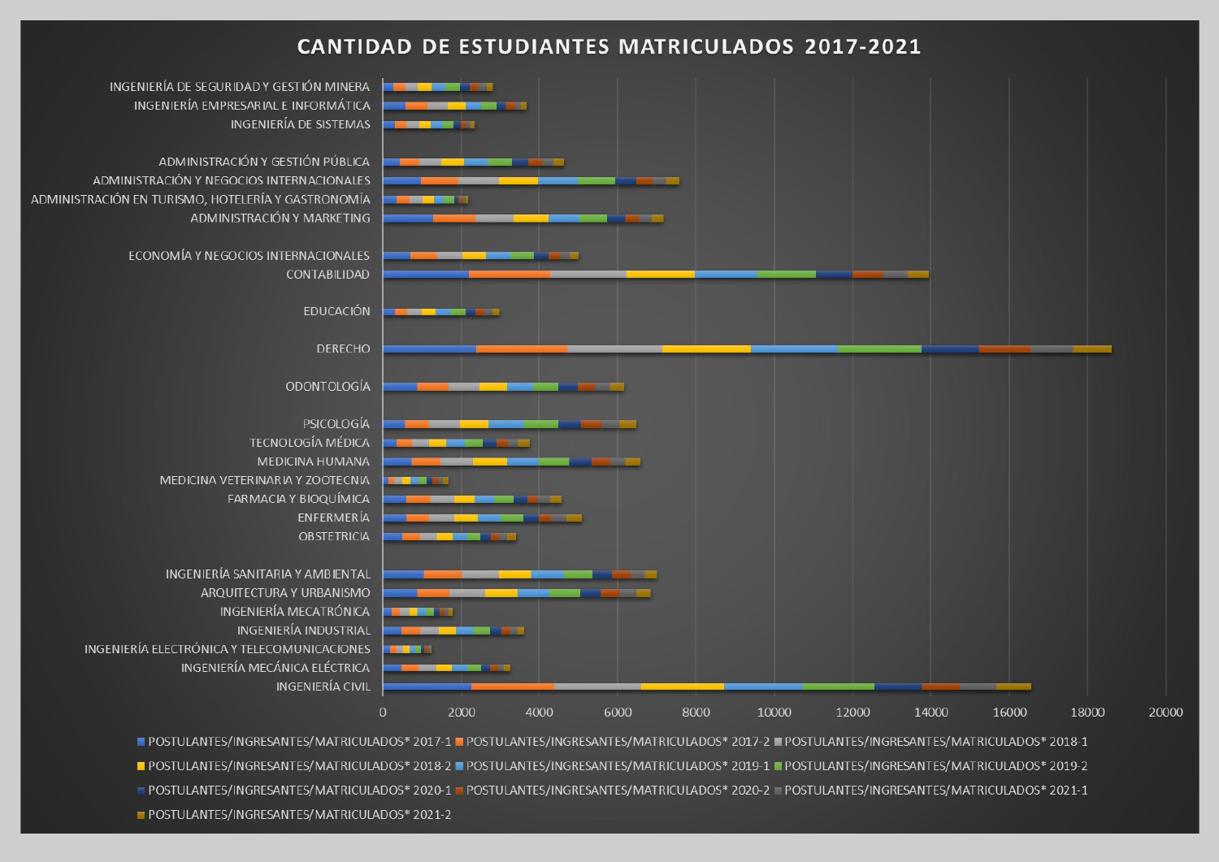# CANTIDAD DE ESTUDIANTES MATRICULADOS 2017-2021

INGENIERÍA DE SEGURIDAD Y GESTIÓN MINERA
INGENIERÍA EMPRESARIAL E INFORMÁTICA
INGENIERÍA DE SISTEMAS
ADMINISTRACIÓN Y GESTIÓN PÚBLICA
ADMINISTRACIÓN Y NEGOCIOS INTERNACIONALES
ADMINISTRACIÓN EN TURISMO, HOTELERÍA Y GASTRONOMÍA
ADMINISTRACIÓN Y MARKETING
ECONOMÍA Y NEGOCIOS INTERNACIONALES
CONTABILIDAD
EDUCACIÓN
DERECHO
ODONTOLOGÍA
PSICOLOGÍA
TECNOLOGÍA MÉDICA
MEDICINA HUMANA
MEDICINA VETERINARIA Y ZOOTECNIA
FARMACIA Y BIOQUÍMICA
ENFERMERÍA
OBSTETRICIA
INGENIERÍA SANITARIA Y AMBIENTAL
ARQUITECTURA Y URBANISMO
INGENIERÍA MECATRÓNICA
INGENIERÍA INDUSTRIAL
INGENIERÍA ELECTRÓNICA Y TELECOMUNICACIONES
INGENIERÍA MECÁNICA ELÉCTRICA
INGENIERÍA CIVIL

0 2000 4000 6000 8000 10000 12000 14000 16000 18000 20000

POSTULANTES/INGRESANTES/MATRICULADOS* 2017-1
POSTULANTES/INGRESANTES/MATRICULADOS* 2017-2
POSTULANTES/INGRESANTES/MATRICULADOS* 2018-1
POSTULANTES/INGRESANTES/MATRICULADOS* 2018-2
POSTULANTES/INGRESANTES/MATRICULADOS* 2019-1
POSTULANTES/INGRESANTES/MATRICULADOS* 2019-2
POSTULANTES/INGRESANTES/MATRICULADOS* 2020-1
POSTULANTES/INGRESANTES/MATRICULADOS* 2020-2
POSTULANTES/INGRESANTES/MATRICULADOS* 2021-1
POSTULANTES/INGRESANTES/MATRICULADOS* 2021-2